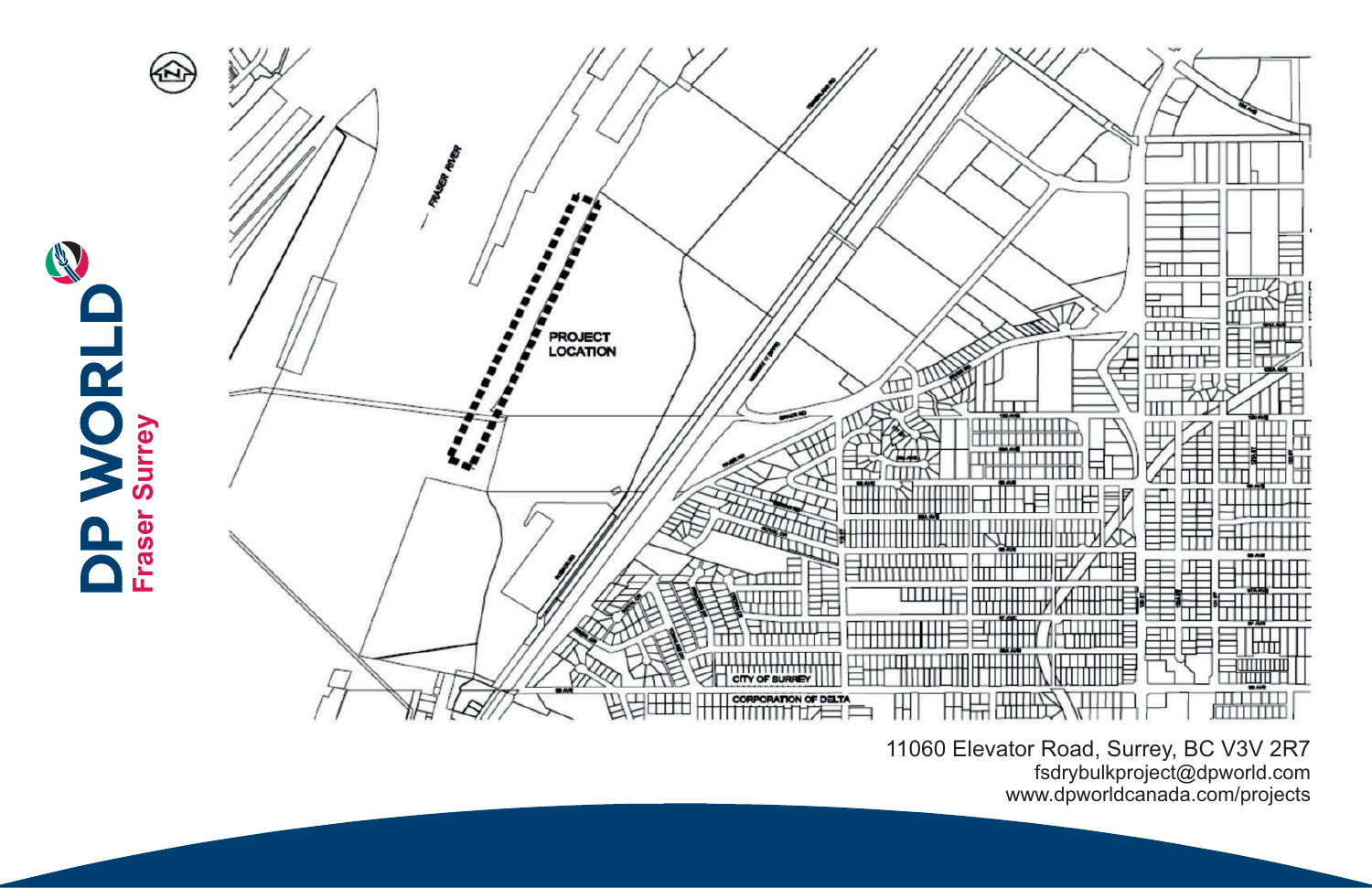# DP WORLD

## Fraser Surrey

PROJECT LOCATION

FRASER RIVER

CITY OF SURREY

CORPORATION OF DELTA

11060 Elevator Road, Surrey, BC V3V 2R7
fsdrybulkproject@dpworld.com
www.dpworldcanada.com/projects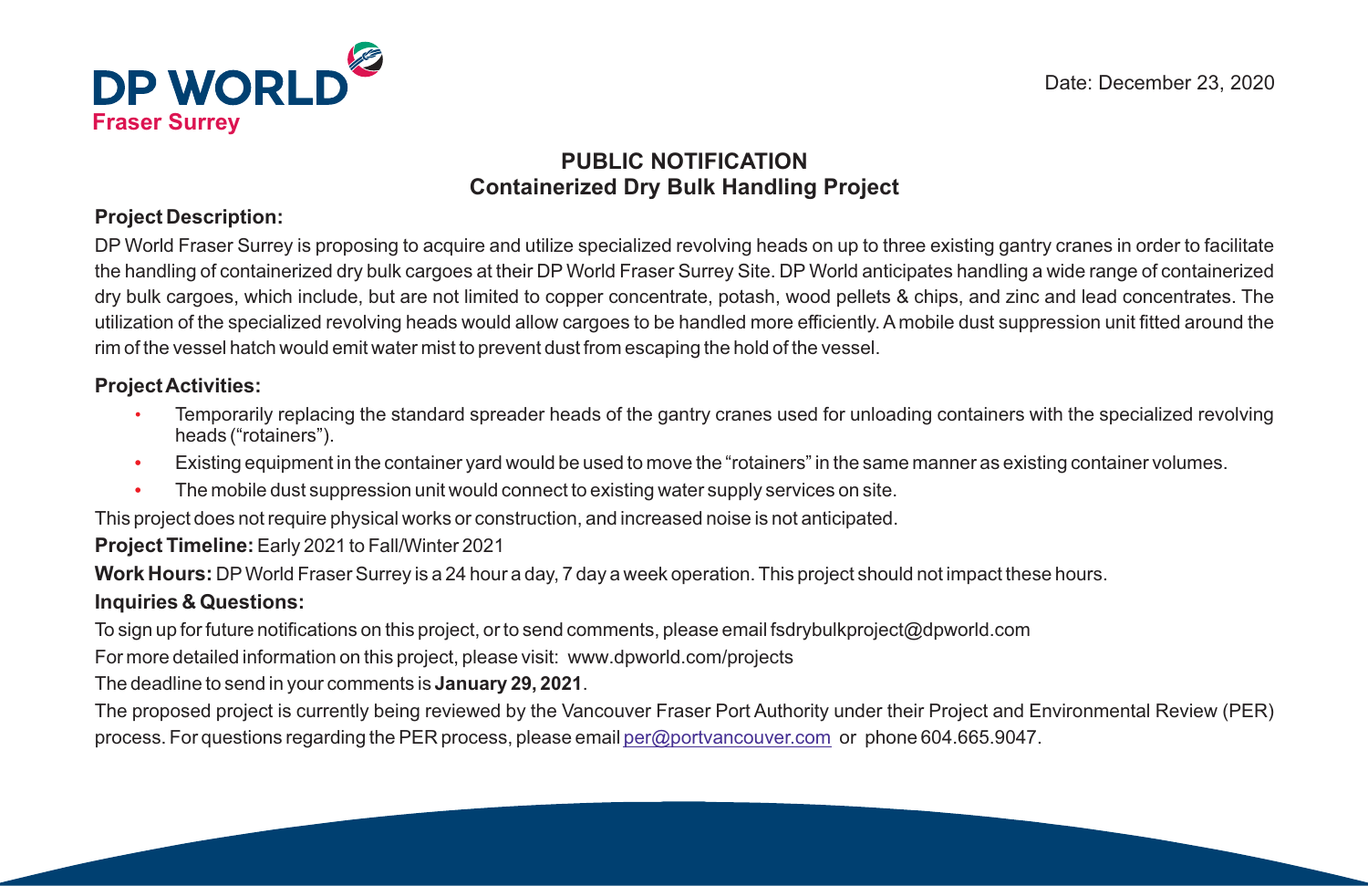DP WORLD
Fraser Surrey

Date: December 23, 2020

# PUBLIC NOTIFICATION
## Containerized Dry Bulk Handling Project

**Project Description:**

DP World Fraser Surrey is proposing to acquire and utilize specialized revolving heads on up to three existing gantry cranes in order to facilitate the handling of containerized dry bulk cargoes at their DP World Fraser Surrey Site. DP World anticipates handling a wide range of containerized dry bulk cargoes, which include, but are not limited to copper concentrate, potash, wood pellets & chips, and zinc and lead concentrates. The utilization of the specialized revolving heads would allow cargoes to be handled more efficiently. A mobile dust suppression unit fitted around the rim of the vessel hatch would emit water mist to prevent dust from escaping the hold of the vessel.

**Project Activities:**

- Temporarily replacing the standard spreader heads of the gantry cranes used for unloading containers with the specialized revolving heads ("rotainers").
- Existing equipment in the container yard would be used to move the "rotainers" in the same manner as existing container volumes.
- The mobile dust suppression unit would connect to existing water supply services on site.

This project does not require physical works or construction, and increased noise is not anticipated.

**Project Timeline:** Early 2021 to Fall/Winter 2021

**Work Hours:** DP World Fraser Surrey is a 24 hour a day, 7 day a week operation. This project should not impact these hours.

**Inquiries & Questions:**

To sign up for future notifications on this project, or to send comments, please email fsdrybulkproject@dpworld.com

For more detailed information on this project, please visit: www.dpworld.com/projects

The deadline to send in your comments is **January 29, 2021**.

The proposed project is currently being reviewed by the Vancouver Fraser Port Authority under their Project and Environmental Review (PER) process. For questions regarding the PER process, please email per@portvancouver.com or phone 604.665.9047.